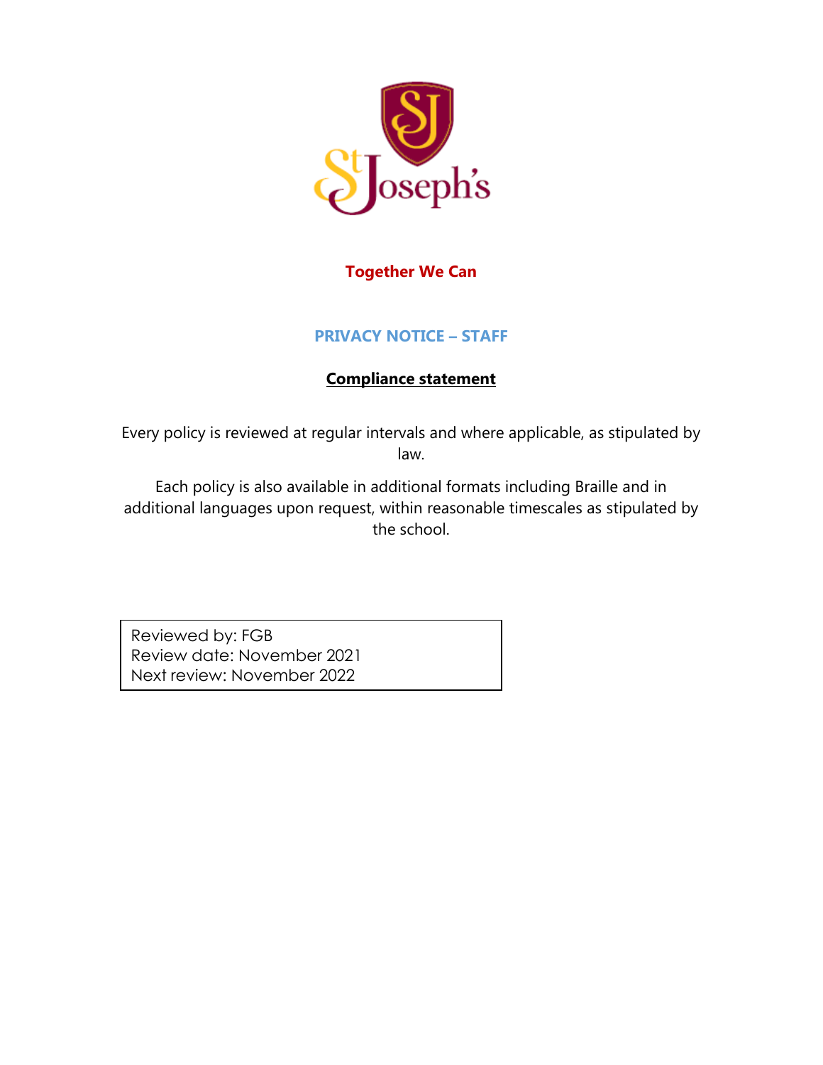**Together We Can**

# PRIVACY NOTICE – STAFF

## Compliance statement

Every policy is reviewed at regular intervals and where applicable, as stipulated by law.

Each policy is also available in additional formats including Braille and in additional languages upon request, within reasonable timescales as stipulated by the school.

Reviewed by: FGB
Review date: November 2021
Next review: November 2022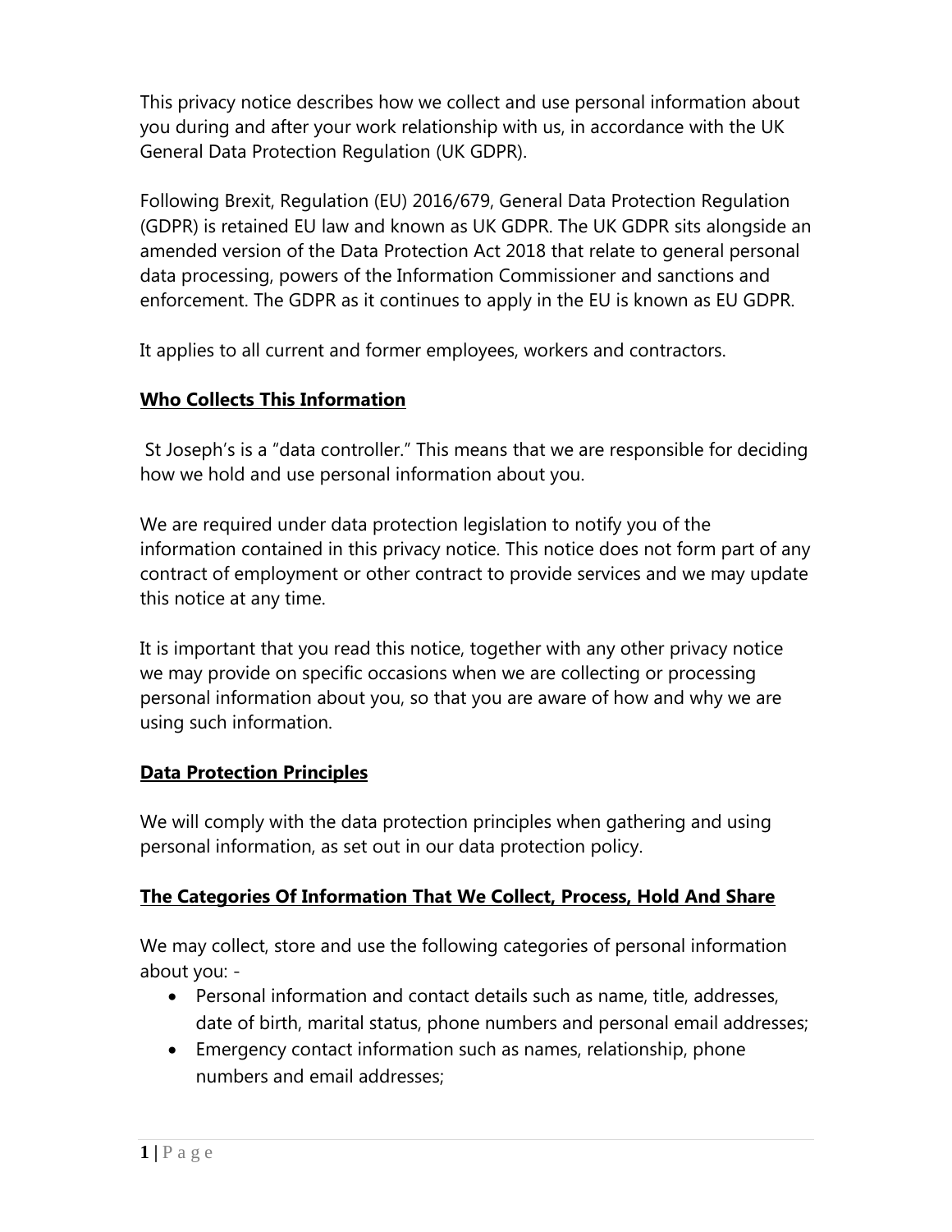This privacy notice describes how we collect and use personal information about you during and after your work relationship with us, in accordance with the UK General Data Protection Regulation (UK GDPR).

Following Brexit, Regulation (EU) 2016/679, General Data Protection Regulation (GDPR) is retained EU law and known as UK GDPR. The UK GDPR sits alongside an amended version of the Data Protection Act 2018 that relate to general personal data processing, powers of the Information Commissioner and sanctions and enforcement. The GDPR as it continues to apply in the EU is known as EU GDPR.

It applies to all current and former employees, workers and contractors.

## Who Collects This Information

St Joseph's is a "data controller." This means that we are responsible for deciding how we hold and use personal information about you.

We are required under data protection legislation to notify you of the information contained in this privacy notice. This notice does not form part of any contract of employment or other contract to provide services and we may update this notice at any time.

It is important that you read this notice, together with any other privacy notice we may provide on specific occasions when we are collecting or processing personal information about you, so that you are aware of how and why we are using such information.

## Data Protection Principles

We will comply with the data protection principles when gathering and using personal information, as set out in our data protection policy.

## The Categories Of Information That We Collect, Process, Hold And Share

We may collect, store and use the following categories of personal information about you: -

- Personal information and contact details such as name, title, addresses, date of birth, marital status, phone numbers and personal email addresses;
- Emergency contact information such as names, relationship, phone numbers and email addresses;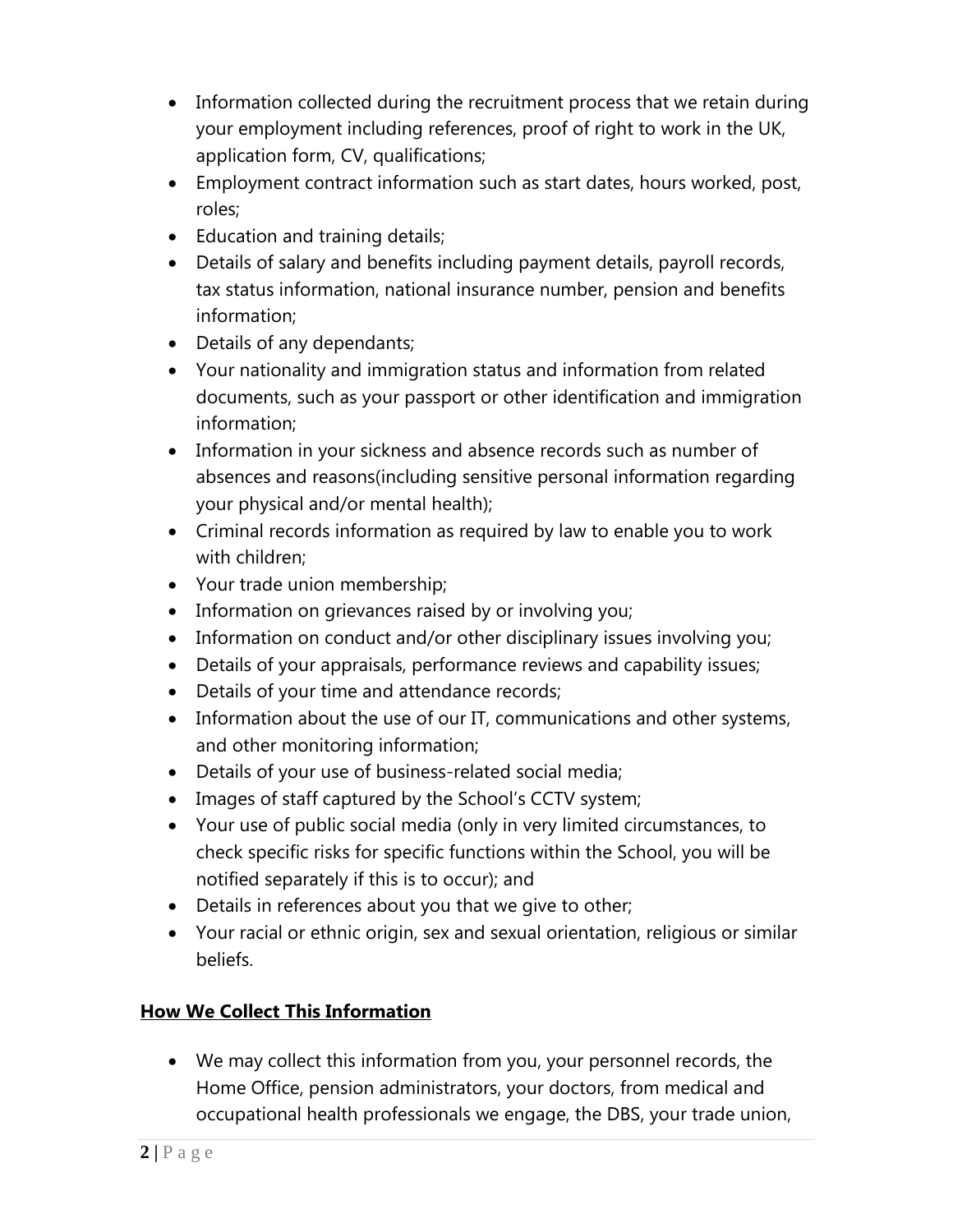- Information collected during the recruitment process that we retain during your employment including references, proof of right to work in the UK, application form, CV, qualifications;
- Employment contract information such as start dates, hours worked, post, roles;
- Education and training details;
- Details of salary and benefits including payment details, payroll records, tax status information, national insurance number, pension and benefits information;
- Details of any dependants;
- Your nationality and immigration status and information from related documents, such as your passport or other identification and immigration information;
- Information in your sickness and absence records such as number of absences and reasons(including sensitive personal information regarding your physical and/or mental health);
- Criminal records information as required by law to enable you to work with children;
- Your trade union membership;
- Information on grievances raised by or involving you;
- Information on conduct and/or other disciplinary issues involving you;
- Details of your appraisals, performance reviews and capability issues;
- Details of your time and attendance records;
- Information about the use of our IT, communications and other systems, and other monitoring information;
- Details of your use of business-related social media;
- Images of staff captured by the School's CCTV system;
- Your use of public social media (only in very limited circumstances, to check specific risks for specific functions within the School, you will be notified separately if this is to occur); and
- Details in references about you that we give to other;
- Your racial or ethnic origin, sex and sexual orientation, religious or similar beliefs.

**<u>How We Collect This Information</u>**

- We may collect this information from you, your personnel records, the Home Office, pension administrators, your doctors, from medical and occupational health professionals we engage, the DBS, your trade union,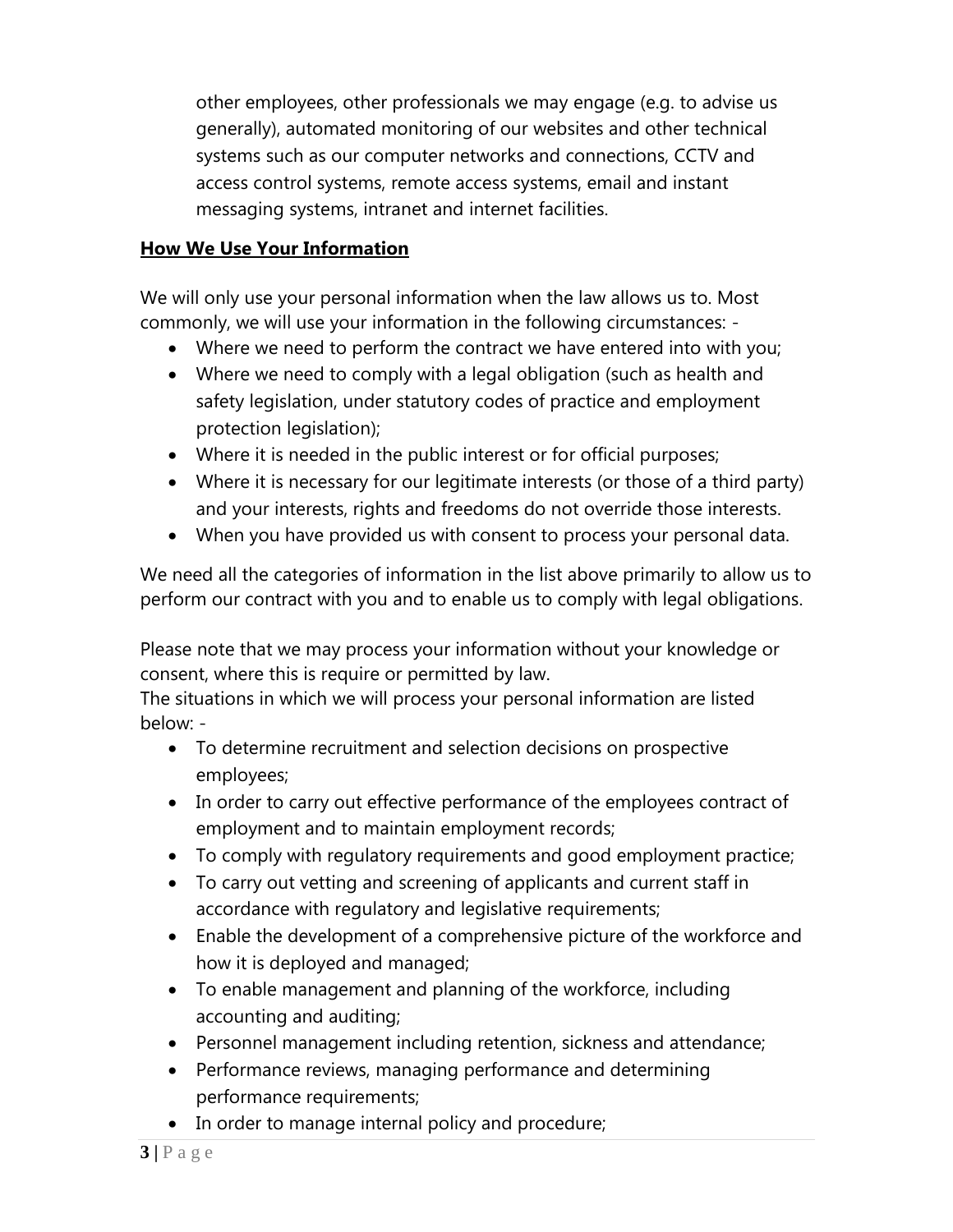other employees, other professionals we may engage (e.g. to advise us generally), automated monitoring of our websites and other technical systems such as our computer networks and connections, CCTV and access control systems, remote access systems, email and instant messaging systems, intranet and internet facilities.

**How We Use Your Information**

We will only use your personal information when the law allows us to. Most commonly, we will use your information in the following circumstances: -

- Where we need to perform the contract we have entered into with you;
- Where we need to comply with a legal obligation (such as health and safety legislation, under statutory codes of practice and employment protection legislation);
- Where it is needed in the public interest or for official purposes;
- Where it is necessary for our legitimate interests (or those of a third party) and your interests, rights and freedoms do not override those interests.
- When you have provided us with consent to process your personal data.

We need all the categories of information in the list above primarily to allow us to perform our contract with you and to enable us to comply with legal obligations.

Please note that we may process your information without your knowledge or consent, where this is require or permitted by law.
The situations in which we will process your personal information are listed below: -

- To determine recruitment and selection decisions on prospective employees;
- In order to carry out effective performance of the employees contract of employment and to maintain employment records;
- To comply with regulatory requirements and good employment practice;
- To carry out vetting and screening of applicants and current staff in accordance with regulatory and legislative requirements;
- Enable the development of a comprehensive picture of the workforce and how it is deployed and managed;
- To enable management and planning of the workforce, including accounting and auditing;
- Personnel management including retention, sickness and attendance;
- Performance reviews, managing performance and determining performance requirements;
- In order to manage internal policy and procedure;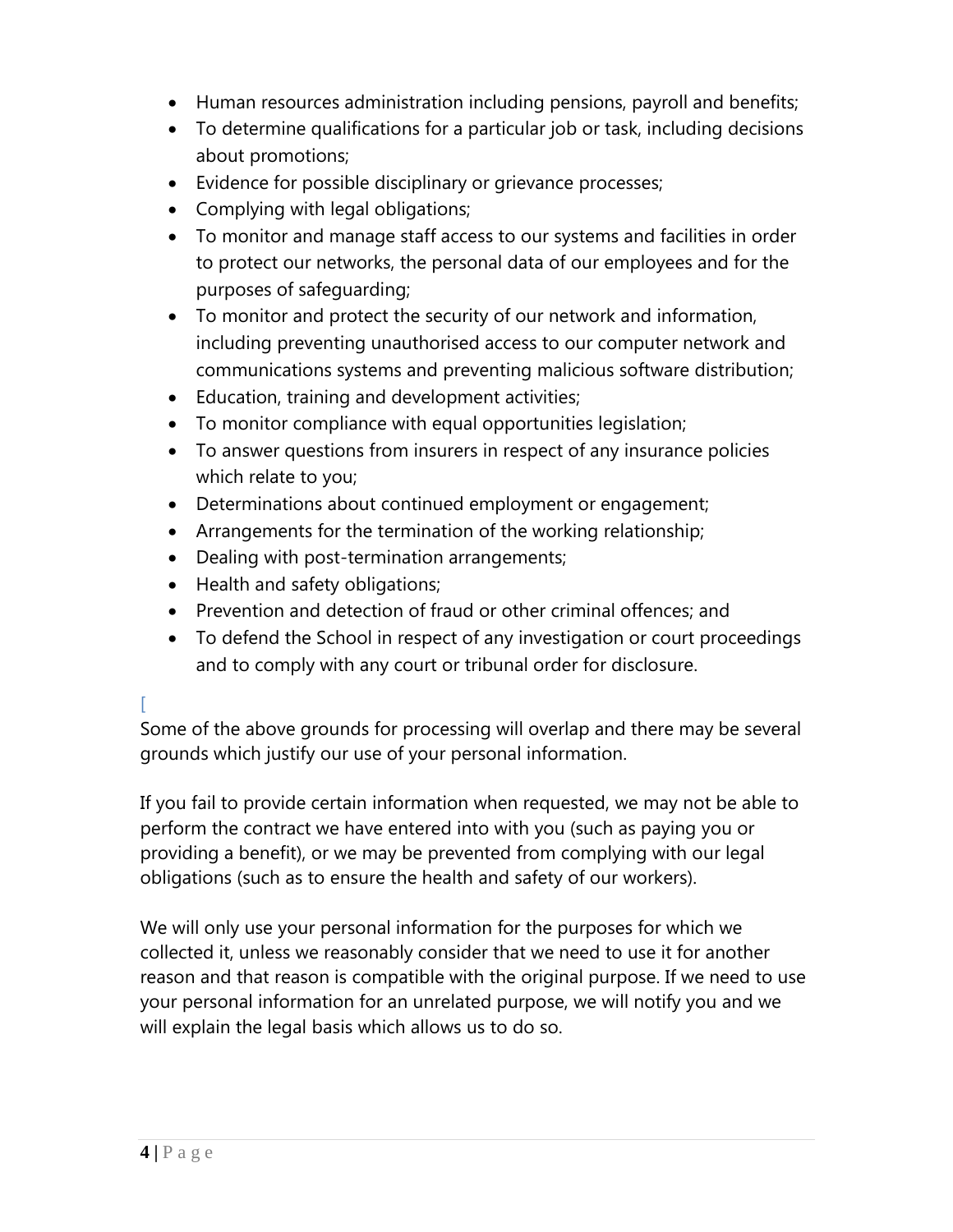- Human resources administration including pensions, payroll and benefits;
- To determine qualifications for a particular job or task, including decisions about promotions;
- Evidence for possible disciplinary or grievance processes;
- Complying with legal obligations;
- To monitor and manage staff access to our systems and facilities in order to protect our networks, the personal data of our employees and for the purposes of safeguarding;
- To monitor and protect the security of our network and information, including preventing unauthorised access to our computer network and communications systems and preventing malicious software distribution;
- Education, training and development activities;
- To monitor compliance with equal opportunities legislation;
- To answer questions from insurers in respect of any insurance policies which relate to you;
- Determinations about continued employment or engagement;
- Arrangements for the termination of the working relationship;
- Dealing with post-termination arrangements;
- Health and safety obligations;
- Prevention and detection of fraud or other criminal offences; and
- To defend the School in respect of any investigation or court proceedings and to comply with any court or tribunal order for disclosure.

[

Some of the above grounds for processing will overlap and there may be several grounds which justify our use of your personal information.

If you fail to provide certain information when requested, we may not be able to perform the contract we have entered into with you (such as paying you or providing a benefit), or we may be prevented from complying with our legal obligations (such as to ensure the health and safety of our workers).

We will only use your personal information for the purposes for which we collected it, unless we reasonably consider that we need to use it for another reason and that reason is compatible with the original purpose. If we need to use your personal information for an unrelated purpose, we will notify you and we will explain the legal basis which allows us to do so.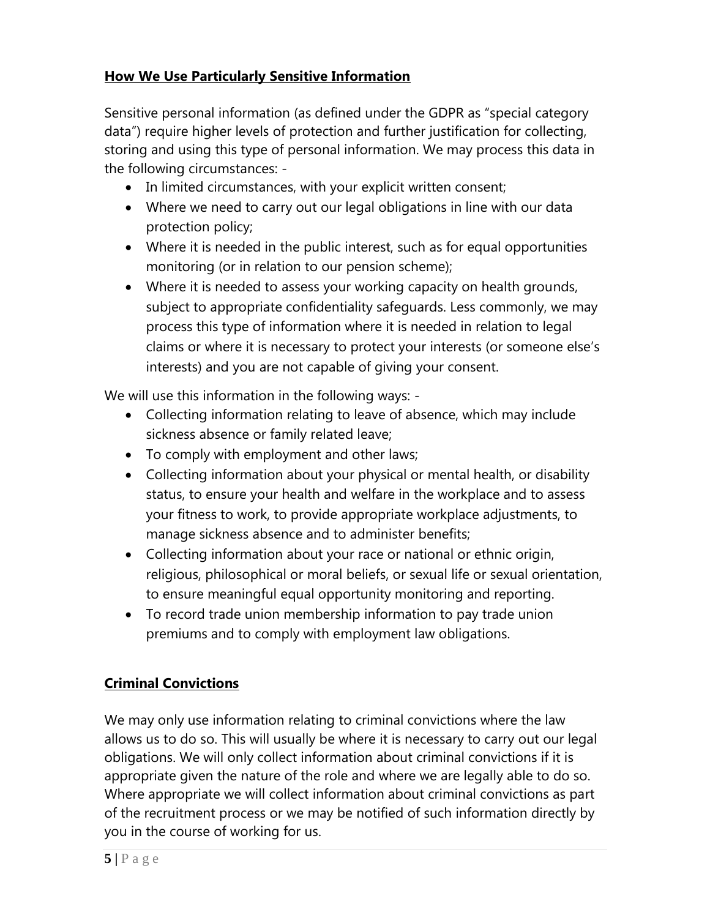## **How We Use Particularly Sensitive Information**

Sensitive personal information (as defined under the GDPR as "special category data") require higher levels of protection and further justification for collecting, storing and using this type of personal information. We may process this data in the following circumstances: -

- In limited circumstances, with your explicit written consent;
- Where we need to carry out our legal obligations in line with our data protection policy;
- Where it is needed in the public interest, such as for equal opportunities monitoring (or in relation to our pension scheme);
- Where it is needed to assess your working capacity on health grounds, subject to appropriate confidentiality safeguards. Less commonly, we may process this type of information where it is needed in relation to legal claims or where it is necessary to protect your interests (or someone else's interests) and you are not capable of giving your consent.

We will use this information in the following ways: -

- Collecting information relating to leave of absence, which may include sickness absence or family related leave;
- To comply with employment and other laws;
- Collecting information about your physical or mental health, or disability status, to ensure your health and welfare in the workplace and to assess your fitness to work, to provide appropriate workplace adjustments, to manage sickness absence and to administer benefits;
- Collecting information about your race or national or ethnic origin, religious, philosophical or moral beliefs, or sexual life or sexual orientation, to ensure meaningful equal opportunity monitoring and reporting.
- To record trade union membership information to pay trade union premiums and to comply with employment law obligations.

## **Criminal Convictions**

We may only use information relating to criminal convictions where the law allows us to do so. This will usually be where it is necessary to carry out our legal obligations. We will only collect information about criminal convictions if it is appropriate given the nature of the role and where we are legally able to do so. Where appropriate we will collect information about criminal convictions as part of the recruitment process or we may be notified of such information directly by you in the course of working for us.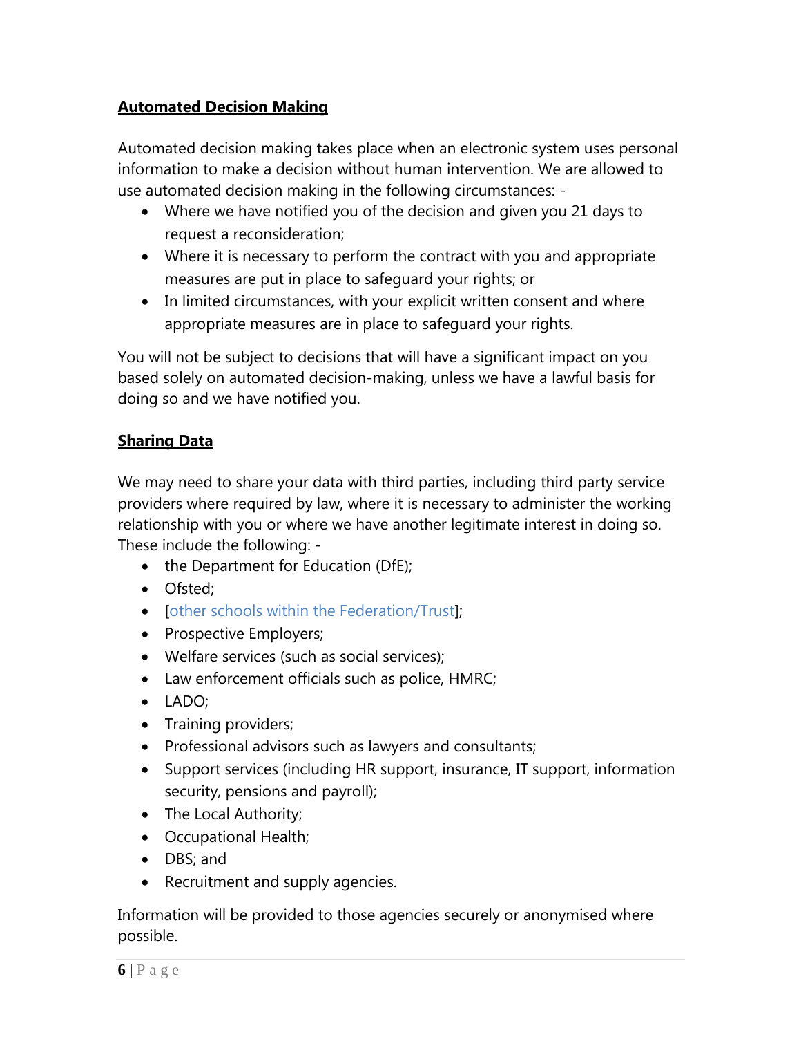## Automated Decision Making

Automated decision making takes place when an electronic system uses personal information to make a decision without human intervention. We are allowed to use automated decision making in the following circumstances: -

- Where we have notified you of the decision and given you 21 days to request a reconsideration;
- Where it is necessary to perform the contract with you and appropriate measures are put in place to safeguard your rights; or
- In limited circumstances, with your explicit written consent and where appropriate measures are in place to safeguard your rights.

You will not be subject to decisions that will have a significant impact on you based solely on automated decision-making, unless we have a lawful basis for doing so and we have notified you.

## Sharing Data

We may need to share your data with third parties, including third party service providers where required by law, where it is necessary to administer the working relationship with you or where we have another legitimate interest in doing so. These include the following: -

- the Department for Education (DfE);
- Ofsted;
- [other schools within the Federation/Trust];
- Prospective Employers;
- Welfare services (such as social services);
- Law enforcement officials such as police, HMRC;
- LADO;
- Training providers;
- Professional advisors such as lawyers and consultants;
- Support services (including HR support, insurance, IT support, information security, pensions and payroll);
- The Local Authority;
- Occupational Health;
- DBS; and
- Recruitment and supply agencies.

Information will be provided to those agencies securely or anonymised where possible.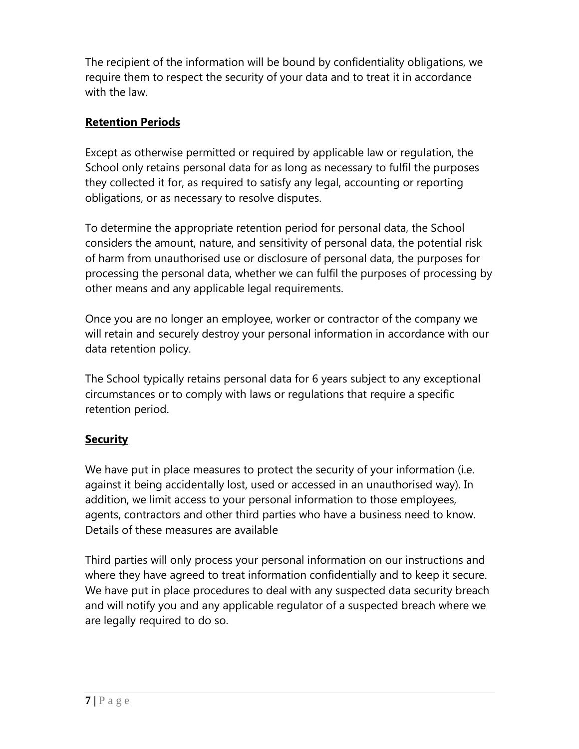The recipient of the information will be bound by confidentiality obligations, we require them to respect the security of your data and to treat it in accordance with the law.

**Retention Periods**

Except as otherwise permitted or required by applicable law or regulation, the School only retains personal data for as long as necessary to fulfil the purposes they collected it for, as required to satisfy any legal, accounting or reporting obligations, or as necessary to resolve disputes.

To determine the appropriate retention period for personal data, the School considers the amount, nature, and sensitivity of personal data, the potential risk of harm from unauthorised use or disclosure of personal data, the purposes for processing the personal data, whether we can fulfil the purposes of processing by other means and any applicable legal requirements.

Once you are no longer an employee, worker or contractor of the company we will retain and securely destroy your personal information in accordance with our data retention policy.

The School typically retains personal data for 6 years subject to any exceptional circumstances or to comply with laws or regulations that require a specific retention period.

**Security**

We have put in place measures to protect the security of your information (i.e. against it being accidentally lost, used or accessed in an unauthorised way). In addition, we limit access to your personal information to those employees, agents, contractors and other third parties who have a business need to know. Details of these measures are available

Third parties will only process your personal information on our instructions and where they have agreed to treat information confidentially and to keep it secure. We have put in place procedures to deal with any suspected data security breach and will notify you and any applicable regulator of a suspected breach where we are legally required to do so.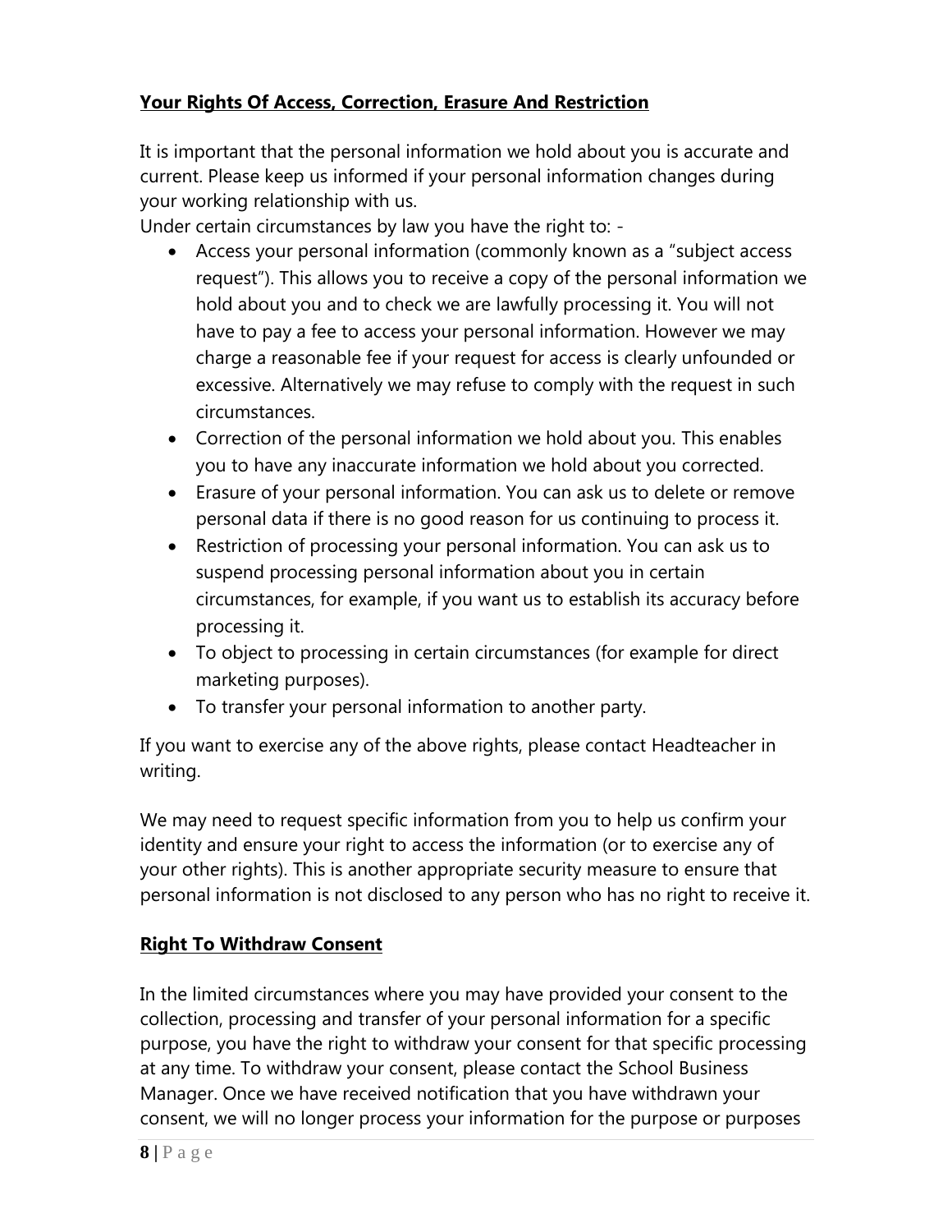**Your Rights Of Access, Correction, Erasure And Restriction**

It is important that the personal information we hold about you is accurate and current. Please keep us informed if your personal information changes during your working relationship with us.

Under certain circumstances by law you have the right to: -

- Access your personal information (commonly known as a "subject access request"). This allows you to receive a copy of the personal information we hold about you and to check we are lawfully processing it. You will not have to pay a fee to access your personal information. However we may charge a reasonable fee if your request for access is clearly unfounded or excessive. Alternatively we may refuse to comply with the request in such circumstances.
- Correction of the personal information we hold about you. This enables you to have any inaccurate information we hold about you corrected.
- Erasure of your personal information. You can ask us to delete or remove personal data if there is no good reason for us continuing to process it.
- Restriction of processing your personal information. You can ask us to suspend processing personal information about you in certain circumstances, for example, if you want us to establish its accuracy before processing it.
- To object to processing in certain circumstances (for example for direct marketing purposes).
- To transfer your personal information to another party.

If you want to exercise any of the above rights, please contact Headteacher in writing.

We may need to request specific information from you to help us confirm your identity and ensure your right to access the information (or to exercise any of your other rights). This is another appropriate security measure to ensure that personal information is not disclosed to any person who has no right to receive it.

**Right To Withdraw Consent**

In the limited circumstances where you may have provided your consent to the collection, processing and transfer of your personal information for a specific purpose, you have the right to withdraw your consent for that specific processing at any time. To withdraw your consent, please contact the School Business Manager. Once we have received notification that you have withdrawn your consent, we will no longer process your information for the purpose or purposes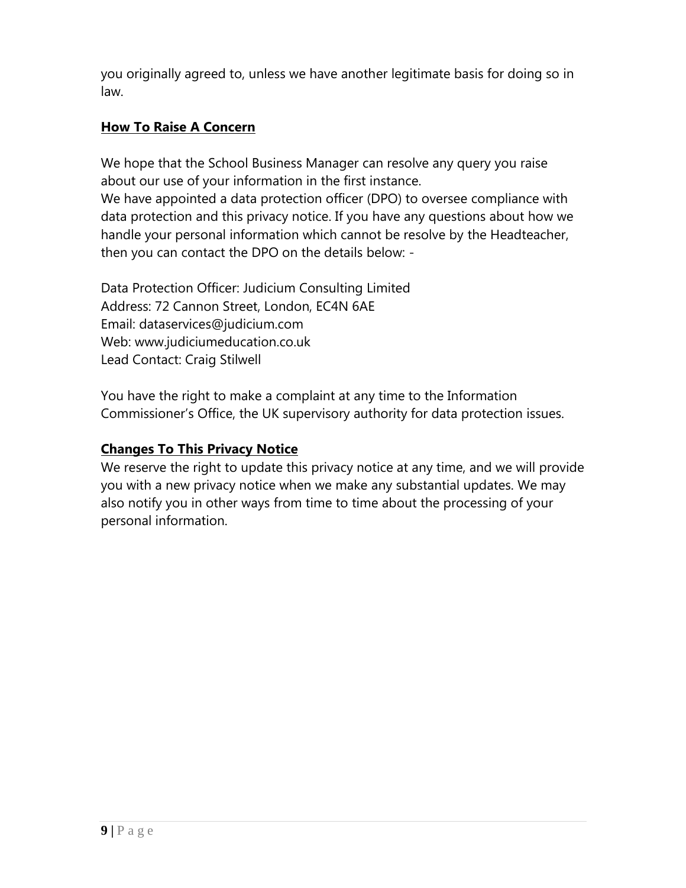you originally agreed to, unless we have another legitimate basis for doing so in law.

## How To Raise A Concern

We hope that the School Business Manager can resolve any query you raise about our use of your information in the first instance.
We have appointed a data protection officer (DPO) to oversee compliance with data protection and this privacy notice. If you have any questions about how we handle your personal information which cannot be resolve by the Headteacher, then you can contact the DPO on the details below: -

Data Protection Officer: Judicium Consulting Limited
Address: 72 Cannon Street, London, EC4N 6AE
Email: dataservices@judicium.com
Web: www.judiciumeducation.co.uk
Lead Contact: Craig Stilwell

You have the right to make a complaint at any time to the Information Commissioner's Office, the UK supervisory authority for data protection issues.

## Changes To This Privacy Notice

We reserve the right to update this privacy notice at any time, and we will provide you with a new privacy notice when we make any substantial updates. We may also notify you in other ways from time to time about the processing of your personal information.